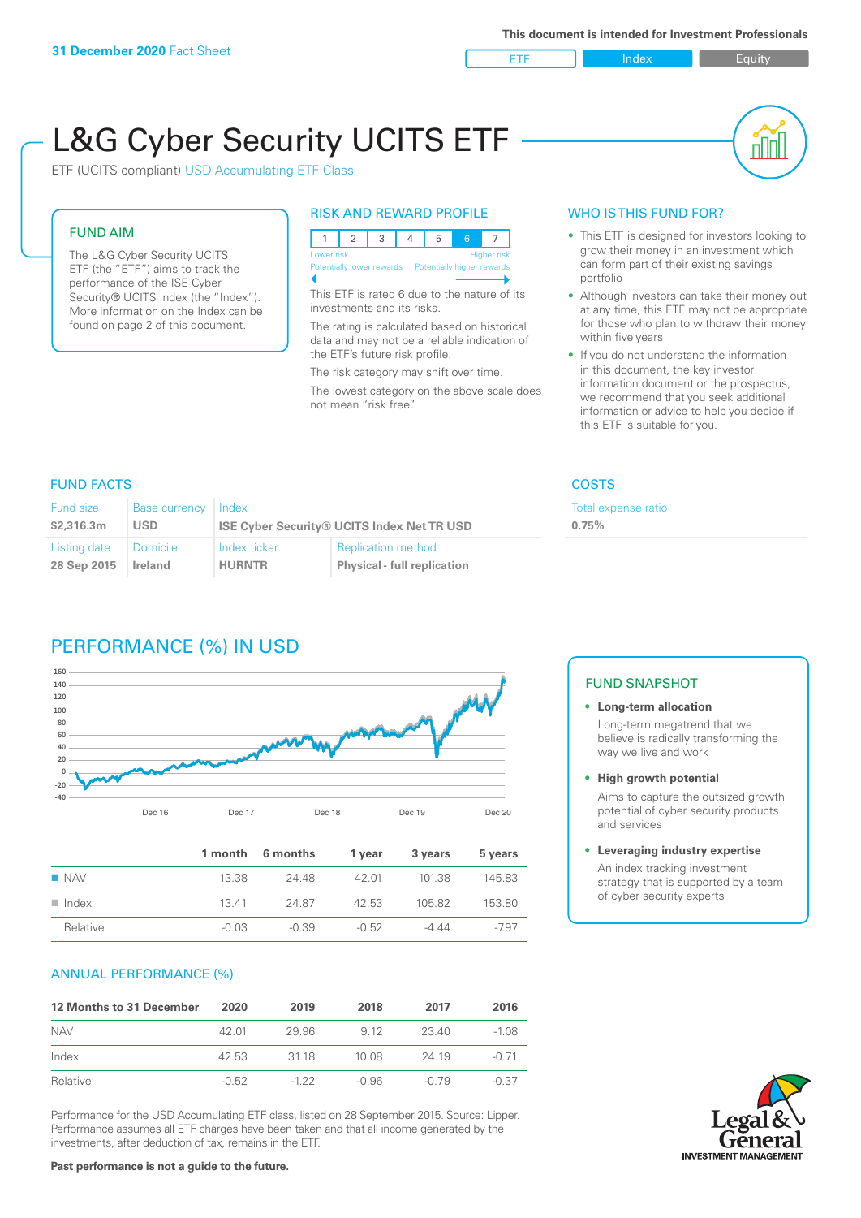**31 December 2020** Fact Sheet

This document is intended for Investment Professionals

ETF | Index | Equity

# L&G Cyber Security UCITS ETF

ETF (UCITS compliant) USD Accumulating ETF Class

## FUND AIM

The L&G Cyber Security UCITS ETF (the "ETF") aims to track the performance of the ISE Cyber Security® UCITS Index (the "Index"). More information on the Index can be found on page 2 of this document.

## RISK AND REWARD PROFILE

| 1 | 2 | 3 | 4 | 5 | 6 | 7 |
|---|---|---|---|---|---|---|

Lower risk — Higher risk
Potentially lower rewards — Potentially higher rewards

This ETF is rated 6 due to the nature of its investments and its risks.

The rating is calculated based on historical data and may not be a reliable indication of the ETF's future risk profile.

The risk category may shift over time.

The lowest category on the above scale does not mean "risk free".

## WHO IS THIS FUND FOR?

- This ETF is designed for investors looking to grow their money in an investment which can form part of their existing savings portfolio
- Although investors can take their money out at any time, this ETF may not be appropriate for those who plan to withdraw their money within five years
- If you do not understand the information in this document, the key investor information document or the prospectus, we recommend that you seek additional information or advice to help you decide if this ETF is suitable for you.

## FUND FACTS

| Fund size | Base currency | Index | |
|---|---|---|---|
| $2,316.3m | USD | ISE Cyber Security® UCITS Index Net TR USD | |
| **Listing date** | **Domicile** | **Index ticker** | **Replication method** |
| 28 Sep 2015 | Ireland | HURNTR | Physical - full replication |

## COSTS

| Total expense ratio |
|---|
| 0.75% |

## PERFORMANCE (%) IN USD

| | 1 month | 6 months | 1 year | 3 years | 5 years |
|---|---|---|---|---|---|
| NAV | 13.38 | 24.48 | 42.01 | 101.38 | 145.83 |
| Index | 13.41 | 24.87 | 42.53 | 105.82 | 153.80 |
| Relative | -0.03 | -0.39 | -0.52 | -4.44 | -7.97 |

## ANNUAL PERFORMANCE (%)

| 12 Months to 31 December | 2020 | 2019 | 2018 | 2017 | 2016 |
|---|---|---|---|---|---|
| NAV | 42.01 | 29.96 | 9.12 | 23.40 | -1.08 |
| Index | 42.53 | 31.18 | 10.08 | 24.19 | -0.71 |
| Relative | -0.52 | -1.22 | -0.96 | -0.79 | -0.37 |

Performance for the USD Accumulating ETF class, listed on 28 September 2015. Source: Lipper. Performance assumes all ETF charges have been taken and that all income generated by the investments, after deduction of tax, remains in the ETF.

**Past performance is not a guide to the future.**

## FUND SNAPSHOT

- **Long-term allocation**
  Long-term megatrend that we believe is radically transforming the way we live and work
- **High growth potential**
  Aims to capture the outsized growth potential of cyber security products and services
- **Leveraging industry expertise**
  An index tracking investment strategy that is supported by a team of cyber security experts

Legal & General INVESTMENT MANAGEMENT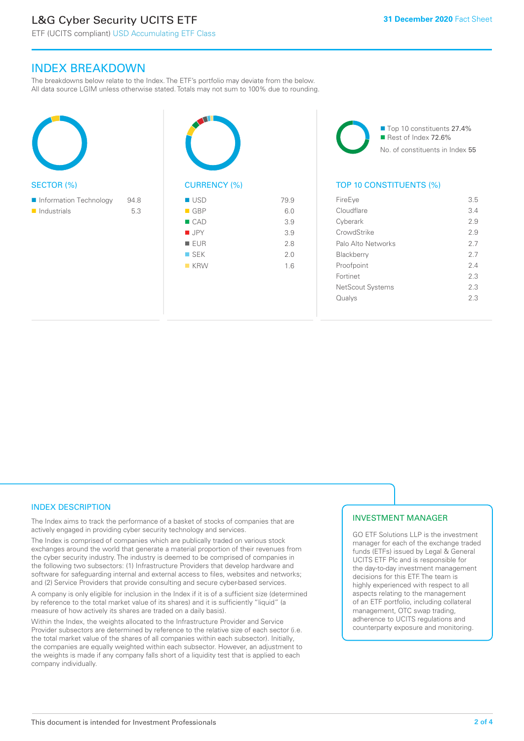# L&G Cyber Security UCITS ETF

ETF (UCITS compliant) USD Accumulating ETF Class

31 December 2020 Fact Sheet

## INDEX BREAKDOWN

The breakdowns below relate to the Index. The ETF's portfolio may deviate from the below. All data source LGIM unless otherwise stated. Totals may not sum to 100% due to rounding.

### SECTOR (%)

| Sector | % |
|---|---|
| Information Technology | 94.8 |
| Industrials | 5.3 |

### CURRENCY (%)

| Currency | % |
|---|---|
| USD | 79.9 |
| GBP | 6.0 |
| CAD | 3.9 |
| JPY | 3.9 |
| EUR | 2.8 |
| SEK | 2.0 |
| KRW | 1.6 |

- Top 10 constituents 27.4%
- Rest of Index 72.6%

No. of constituents in Index 55

### TOP 10 CONSTITUENTS (%)

| Constituent | % |
|---|---|
| FireEye | 3.5 |
| Cloudflare | 3.4 |
| Cyberark | 2.9 |
| CrowdStrike | 2.9 |
| Palo Alto Networks | 2.7 |
| Blackberry | 2.7 |
| Proofpoint | 2.4 |
| Fortinet | 2.3 |
| NetScout Systems | 2.3 |
| Qualys | 2.3 |

## INDEX DESCRIPTION

The Index aims to track the performance of a basket of stocks of companies that are actively engaged in providing cyber security technology and services.

The Index is comprised of companies which are publically traded on various stock exchanges around the world that generate a material proportion of their revenues from the cyber security industry. The industry is deemed to be comprised of companies in the following two subsectors: (1) Infrastructure Providers that develop hardware and software for safeguarding internal and external access to files, websites and networks; and (2) Service Providers that provide consulting and secure cyber-based services.

A company is only eligible for inclusion in the Index if it is of a sufficient size (determined by reference to the total market value of its shares) and it is sufficiently "liquid" (a measure of how actively its shares are traded on a daily basis).

Within the Index, the weights allocated to the Infrastructure Provider and Service Provider subsectors are determined by reference to the relative size of each sector (i.e. the total market value of the shares of all companies within each subsector). Initially, the companies are equally weighted within each subsector. However, an adjustment to the weights is made if any company falls short of a liquidity test that is applied to each company individually.

## INVESTMENT MANAGER

GO ETF Solutions LLP is the investment manager for each of the exchange traded funds (ETFs) issued by Legal & General UCITS ETF Plc and is responsible for the day-to-day investment management decisions for this ETF. The team is highly experienced with respect to all aspects relating to the management of an ETF portfolio, including collateral management, OTC swap trading, adherence to UCITS regulations and counterparty exposure and monitoring.

This document is intended for Investment Professionals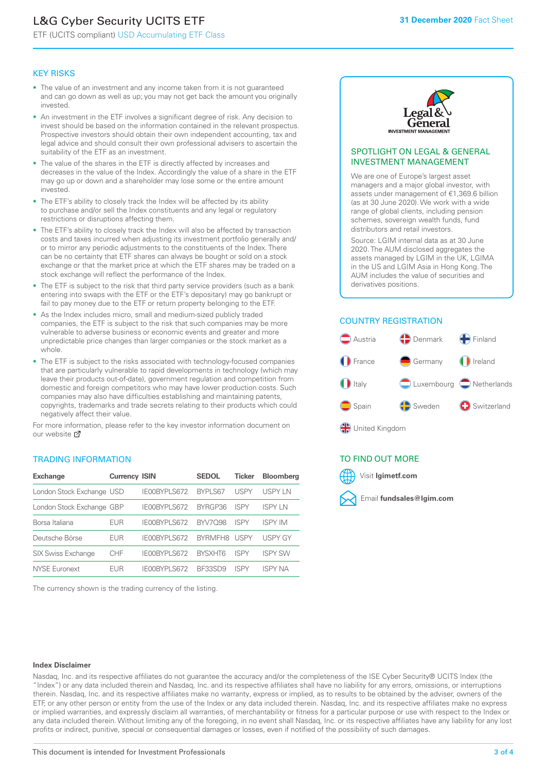# L&G Cyber Security UCITS ETF

ETF (UCITS compliant) USD Accumulating ETF Class

**31 December 2020** Fact Sheet

## KEY RISKS

- The value of an investment and any income taken from it is not guaranteed and can go down as well as up; you may not get back the amount you originally invested.
- An investment in the ETF involves a significant degree of risk. Any decision to invest should be based on the information contained in the relevant prospectus. Prospective investors should obtain their own independent accounting, tax and legal advice and should consult their own professional advisers to ascertain the suitability of the ETF as an investment.
- The value of the shares in the ETF is directly affected by increases and decreases in the value of the Index. Accordingly the value of a share in the ETF may go up or down and a shareholder may lose some or the entire amount invested.
- The ETF's ability to closely track the Index will be affected by its ability to purchase and/or sell the Index constituents and any legal or regulatory restrictions or disruptions affecting them.
- The ETF's ability to closely track the Index will also be affected by transaction costs and taxes incurred when adjusting its investment portfolio generally and/or to mirror any periodic adjustments to the constituents of the Index. There can be no certainty that ETF shares can always be bought or sold on a stock exchange or that the market price at which the ETF shares may be traded on a stock exchange will reflect the performance of the Index.
- The ETF is subject to the risk that third party service providers (such as a bank entering into swaps with the ETF or the ETF's depositary) may go bankrupt or fail to pay money due to the ETF or return property belonging to the ETF.
- As the Index includes micro, small and medium-sized publicly traded companies, the ETF is subject to the risk that such companies may be more vulnerable to adverse business or economic events and greater and more unpredictable price changes than larger companies or the stock market as a whole.
- The ETF is subject to the risks associated with technology-focused companies that are particularly vulnerable to rapid developments in technology (which may leave their products out-of-date), government regulation and competition from domestic and foreign competitors who may have lower production costs. Such companies may also have difficulties establishing and maintaining patents, copyrights, trademarks and trade secrets relating to their products which could negatively affect their value.

For more information, please refer to the key investor information document on our website

## TRADING INFORMATION

| Exchange | Currency | ISIN | SEDOL | Ticker | Bloomberg |
|---|---|---|---|---|---|
| London Stock Exchange | USD | IE00BYPLS672 | BYPLS67 | USPY | USPY LN |
| London Stock Exchange | GBP | IE00BYPLS672 | BYRGP36 | ISPY | ISPY LN |
| Borsa Italiana | EUR | IE00BYPLS672 | BYV7Q98 | ISPY | ISPY IM |
| Deutsche Börse | EUR | IE00BYPLS672 | BYRMFH8 | USPY | USPY GY |
| SIX Swiss Exchange | CHF | IE00BYPLS672 | BYSXHT6 | ISPY | ISPY SW |
| NYSE Euronext | EUR | IE00BYPLS672 | BF33SD9 | ISPY | ISPY NA |

The currency shown is the trading currency of the listing.

## SPOTLIGHT ON LEGAL & GENERAL INVESTMENT MANAGEMENT

We are one of Europe's largest asset managers and a major global investor, with assets under management of €1,369.6 billion (as at 30 June 2020). We work with a wide range of global clients, including pension schemes, sovereign wealth funds, fund distributors and retail investors.

Source: LGIM internal data as at 30 June 2020. The AUM disclosed aggregates the assets managed by LGIM in the UK, LGIMA in the US and LGIM Asia in Hong Kong. The AUM includes the value of securities and derivatives positions.

## COUNTRY REGISTRATION

- Austria
- Denmark
- Finland
- France
- Germany
- Ireland
- Italy
- Luxembourg
- Netherlands
- Spain
- Sweden
- Switzerland
- United Kingdom

## TO FIND OUT MORE

Visit **lgimetf.com**

Email **fundsales@lgim.com**

**Index Disclaimer**

Nasdaq, Inc. and its respective affiliates do not guarantee the accuracy and/or the completeness of the ISE Cyber Security® UCITS Index (the "Index") or any data included therein and Nasdaq, Inc. and its respective affiliates shall have no liability for any errors, omissions, or interruptions therein. Nasdaq, Inc. and its respective affiliates make no warranty, express or implied, as to results to be obtained by the adviser, owners of the ETF, or any other person or entity from the use of the Index or any data included therein. Nasdaq, Inc. and its respective affiliates make no express or implied warranties, and expressly disclaim all warranties, of merchantability or fitness for a particular purpose or use with respect to the Index or any data included therein. Without limiting any of the foregoing, in no event shall Nasdaq, Inc. or its respective affiliates have any liability for any lost profits or indirect, punitive, special or consequential damages or losses, even if notified of the possibility of such damages.

This document is intended for Investment Professionals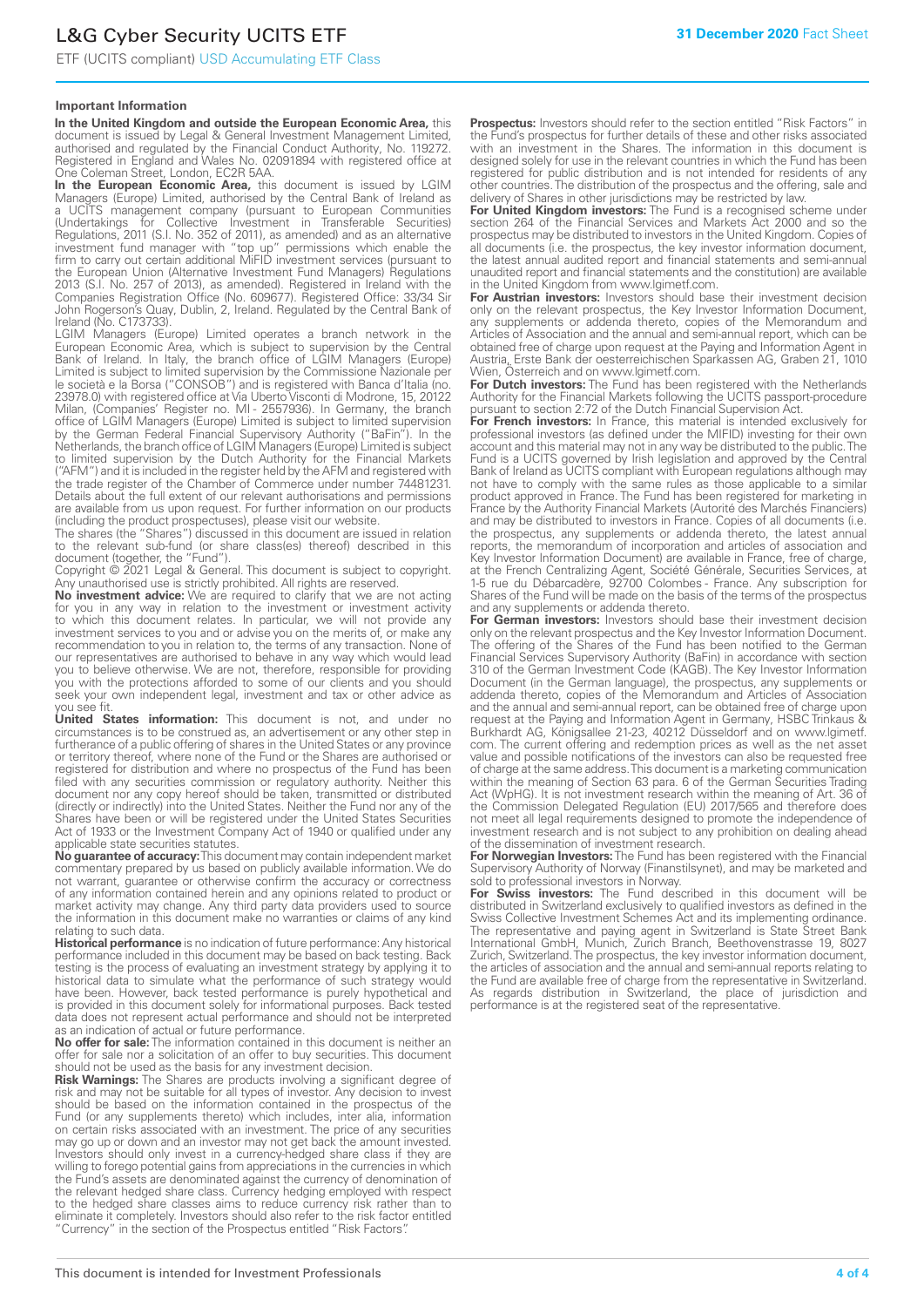## Important Information

**In the United Kingdom and outside the European Economic Area,** this document is issued by Legal & General Investment Management Limited, authorised and regulated by the Financial Conduct Authority, No. 119272. Registered in England and Wales No. 02091894 with registered office at One Coleman Street, London, EC2R 5AA.

**In the European Economic Area,** this document is issued by LGIM Managers (Europe) Limited, authorised by the Central Bank of Ireland as a UCITS management company (pursuant to European Communities (Undertakings for Collective Investment in Transferable Securities) Regulations, 2011 (S.I. No. 352 of 2011), as amended) and as an alternative investment fund manager with "top up" permissions which enable the firm to carry out certain additional MiFID investment services (pursuant to the European Union (Alternative Investment Fund Managers) Regulations 2013 (S.I. No. 257 of 2013), as amended). Registered in Ireland with the Companies Registration Office (No. 609677). Registered Office: 33/34 Sir John Rogerson's Quay, Dublin, 2, Ireland. Regulated by the Central Bank of Ireland (No. C173733).

LGIM Managers (Europe) Limited operates a branch network in the European Economic Area, which is subject to supervision by the Central Bank of Ireland. In Italy, the branch office of LGIM Managers (Europe) Limited is subject to limited supervision by the Commissione Nazionale per le società e la Borsa ("CONSOB") and is registered with Banca d'Italia (no. 23978.0) with registered office at Via Uberto Visconti di Modrone, 15, 20122 Milan, (Companies' Register no. MI - 2557936). In Germany, the branch office of LGIM Managers (Europe) Limited is subject to limited supervision by the German Federal Financial Supervisory Authority ("BaFin"). In the Netherlands, the branch office of LGIM Managers (Europe) Limited is subject to limited supervision by the Dutch Authority for the Financial Markets ("AFM") and it is included in the register held by the AFM and registered with the trade register of the Chamber of Commerce under number 74481231. Details about the full extent of our relevant authorisations and permissions are available from us upon request. For further information on our products (including the product prospectuses), please visit our website.

The shares (the "Shares") discussed in this document are issued in relation to the relevant sub-fund (or share class(es) thereof) described in this document (together, the "Fund").

Copyright © 2021 Legal & General. This document is subject to copyright. Any unauthorised use is strictly prohibited. All rights are reserved.

**No investment advice:** We are required to clarify that we are not acting for you in any way in relation to the investment or investment activity to which this document relates. In particular, we will not provide any investment services to you and or advise you on the merits of, or make any recommendation to you in relation to, the terms of any transaction. None of our representatives are authorised to behave in any way which would lead you to believe otherwise. We are not, therefore, responsible for providing you with the protections afforded to some of our clients and you should seek your own independent legal, investment and tax or other advice as you see fit.

**United States information:** This document is not, and under no circumstances is to be construed as, an advertisement or any other step in furtherance of a public offering of shares in the United States or any province or territory thereof, where none of the Fund or the Shares are authorised or registered for distribution and where no prospectus of the Fund has been filed with any securities commission or regulatory authority. Neither this document nor any copy hereof should be taken, transmitted or distributed (directly or indirectly) into the United States. Neither the Fund nor any of the Shares have been or will be registered under the United States Securities Act of 1933 or the Investment Company Act of 1940 or qualified under any applicable state securities statutes.

**No guarantee of accuracy:** This document may contain independent market commentary prepared by us based on publicly available information. We do not warrant, guarantee or otherwise confirm the accuracy or correctness of any information contained herein and any opinions related to product or market activity may change. Any third party data providers used to source the information in this document make no warranties or claims of any kind relating to such data.

**Historical performance** is no indication of future performance: Any historical performance included in this document may be based on back testing. Back testing is the process of evaluating an investment strategy by applying it to historical data to simulate what the performance of such strategy would have been. However, back tested performance is purely hypothetical and is provided in this document solely for informational purposes. Back tested data does not represent actual performance and should not be interpreted as an indication of actual or future performance.

**No offer for sale:** The information contained in this document is neither an offer for sale nor a solicitation of an offer to buy securities. This document should not be used as the basis for any investment decision.

**Risk Warnings:** The Shares are products involving a significant degree of risk and may not be suitable for all types of investor. Any decision to invest should be based on the information contained in the prospectus of the Fund (or any supplements thereto) which includes, inter alia, information on certain risks associated with an investment. The price of any securities may go up or down and an investor may not get back the amount invested. Investors should only invest in a currency-hedged share class if they are willing to forego potential gains from appreciations in the currencies in which the Fund's assets are denominated against the currency of denomination of the relevant hedged share class. Currency hedging employed with respect to the hedged share classes aims to reduce currency risk rather than to eliminate it completely. Investors should also refer to the risk factor entitled "Currency" in the section of the Prospectus entitled "Risk Factors".

**Prospectus:** Investors should refer to the section entitled "Risk Factors" in the Fund's prospectus for further details of these and other risks associated with an investment in the Shares. The information in this document is designed solely for use in the relevant countries in which the Fund has been registered for public distribution and is not intended for residents of any other countries. The distribution of the prospectus and the offering, sale and delivery of Shares in other jurisdictions may be restricted by law.

**For United Kingdom investors:** The Fund is a recognised scheme under section 264 of the Financial Services and Markets Act 2000 and so the prospectus may be distributed to investors in the United Kingdom. Copies of all documents (i.e. the prospectus, the key investor information document, the latest annual audited report and financial statements and semi-annual unaudited report and financial statements and the constitution) are available in the United Kingdom from www.lgimetf.com.

**For Austrian investors:** Investors should base their investment decision only on the relevant prospectus, the Key Investor Information Document, any supplements or addenda thereto, copies of the Memorandum and Articles of Association and the annual and semi-annual report, which can be obtained free of charge upon request at the Paying and Information Agent in Austria, Erste Bank der oesterreichischen Sparkassen AG, Graben 21, 1010 Wien, Österreich and on www.lgimetf.com.

**For Dutch investors:** The Fund has been registered with the Netherlands Authority for the Financial Markets following the UCITS passport-procedure pursuant to section 2:72 of the Dutch Financial Supervision Act.

**For French investors:** In France, this material is intended exclusively for professional investors (as defined under the MIFID) investing for their own account and this material may not in any way be distributed to the public. The Fund is a UCITS governed by Irish legislation and approved by the Central Bank of Ireland as UCITS compliant with European regulations although may not have to comply with the same rules as those applicable to a similar product approved in France. The Fund has been registered for marketing in France by the Authority Financial Markets (Autorité des Marchés Financiers) and may be distributed to investors in France. Copies of all documents (i.e. the prospectus, any supplements or addenda thereto, the latest annual reports, the memorandum of incorporation and articles of association and Key Investor Information Document) are available in France, free of charge, at the French Centralizing Agent, Société Générale, Securities Services, at 1-5 rue du Débarcadère, 92700 Colombes - France. Any subscription for Shares of the Fund will be made on the basis of the terms of the prospectus and any supplements or addenda thereto.

**For German investors:** Investors should base their investment decision only on the relevant prospectus and the Key Investor Information Document. The offering of the Shares of the Fund has been notified to the German Financial Services Supervisory Authority (BaFin) in accordance with section 310 of the German Investment Code (KAGB). The Key Investor Information Document (in the German language), the prospectus, any supplements or addenda thereto, copies of the Memorandum and Articles of Association and the annual and semi-annual report, can be obtained free of charge upon request at the Paying and Information Agent in Germany, HSBC Trinkaus & Burkhardt AG, Königsallee 21-23, 40212 Düsseldorf and on www.lgimetf.com. The current offering and redemption prices as well as the net asset value and possible notifications of the investors can also be requested free of charge at the same address. This document is a marketing communication within the meaning of Section 63 para. 6 of the German Securities Trading Act (WpHG). It is not investment research within the meaning of Art. 36 of the Commission Delegated Regulation (EU) 2017/565 and therefore does not meet all legal requirements designed to promote the independence of investment research and is not subject to any prohibition on dealing ahead of the dissemination of investment research.

**For Norwegian Investors:** The Fund has been registered with the Financial Supervisory Authority of Norway (Finanstilsynet), and may be marketed and sold to professional investors in Norway.

**For Swiss investors:** The Fund described in this document will be distributed in Switzerland exclusively to qualified investors as defined in the Swiss Collective Investment Schemes Act and its implementing ordinance. The representative and paying agent in Switzerland is State Street Bank International GmbH, Munich, Zurich Branch, Beethovenstrasse 19, 8027 Zurich, Switzerland. The prospectus, the key investor information document, the articles of association and the annual and semi-annual reports relating to the Fund are available free of charge from the representative in Switzerland. As regards distribution in Switzerland, the place of jurisdiction and performance is at the registered seat of the representative.